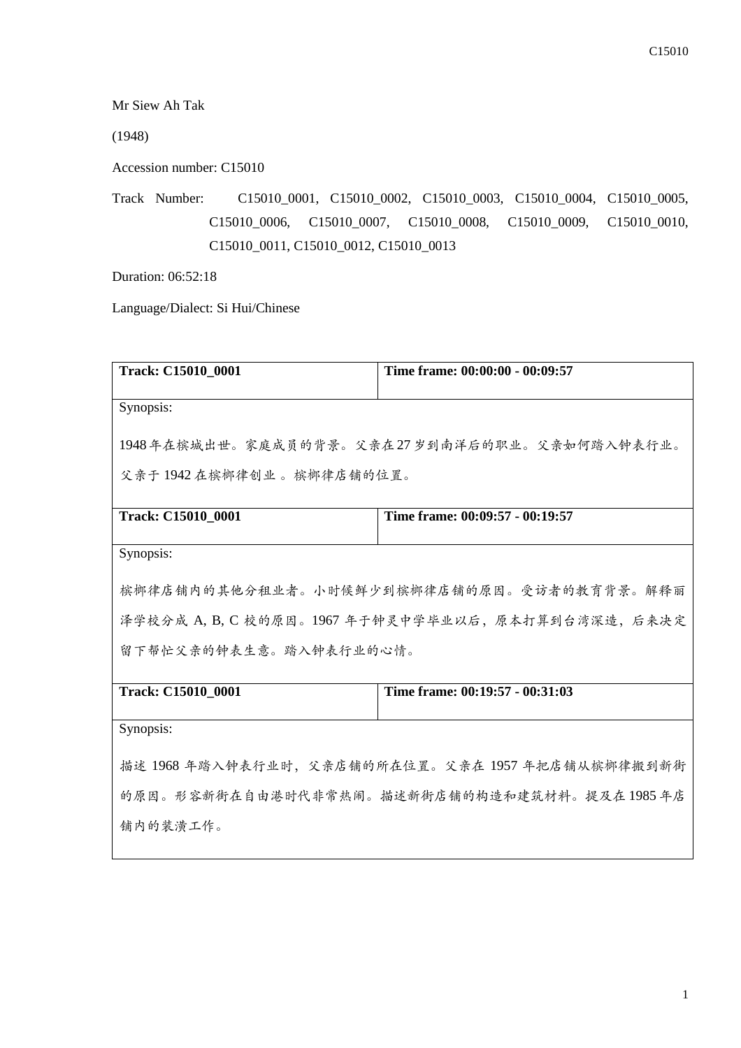Mr Siew Ah Tak

(1948)

Accession number: C15010

Track Number: C15010_0001, C15010_0002, C15010_0003, C15010_0004, C15010_0005, C15010_0006, C15010_0007, C15010_0008, C15010_0009, C15010_0010, C15010_0011, C15010_0012, C15010_0013

Duration: 06:52:18

Language/Dialect: Si Hui/Chinese

| Track: C15010_0001 | Time frame: 00:00:00 - 00:09:57 |
| --- | --- |
| Synopsis: 1948 年在槟城出世。家庭成员的背景。父亲在 27 岁到南洋后的职业。父亲如何踏入钟表行业。父亲于 1942 在槟榔律创业 。槟榔律店铺的位置。 | |

| Track: C15010_0001 | Time frame: 00:09:57 - 00:19:57 |
| --- | --- |
| Synopsis: 槟榔律店铺内的其他分租业者。小时候鲜少到槟榔律店铺的原因。受访者的教育背景。解释丽泽学校分成 A, B, C 校的原因。1967 年于钟灵中学毕业以后，原本打算到台湾深造，后来决定留下帮忙父亲的钟表生意。踏入钟表行业的心情。 | |

| Track: C15010_0001 | Time frame: 00:19:57 - 00:31:03 |
| --- | --- |
| Synopsis: 描述 1968 年踏入钟表行业时，父亲店铺的所在位置。父亲在 1957 年把店铺从槟榔律搬到新街的原因。形容新街在自由港时代非常热闹。描述新街店铺的构造和建筑材料。提及在 1985 年店铺内的装潢工作。 | |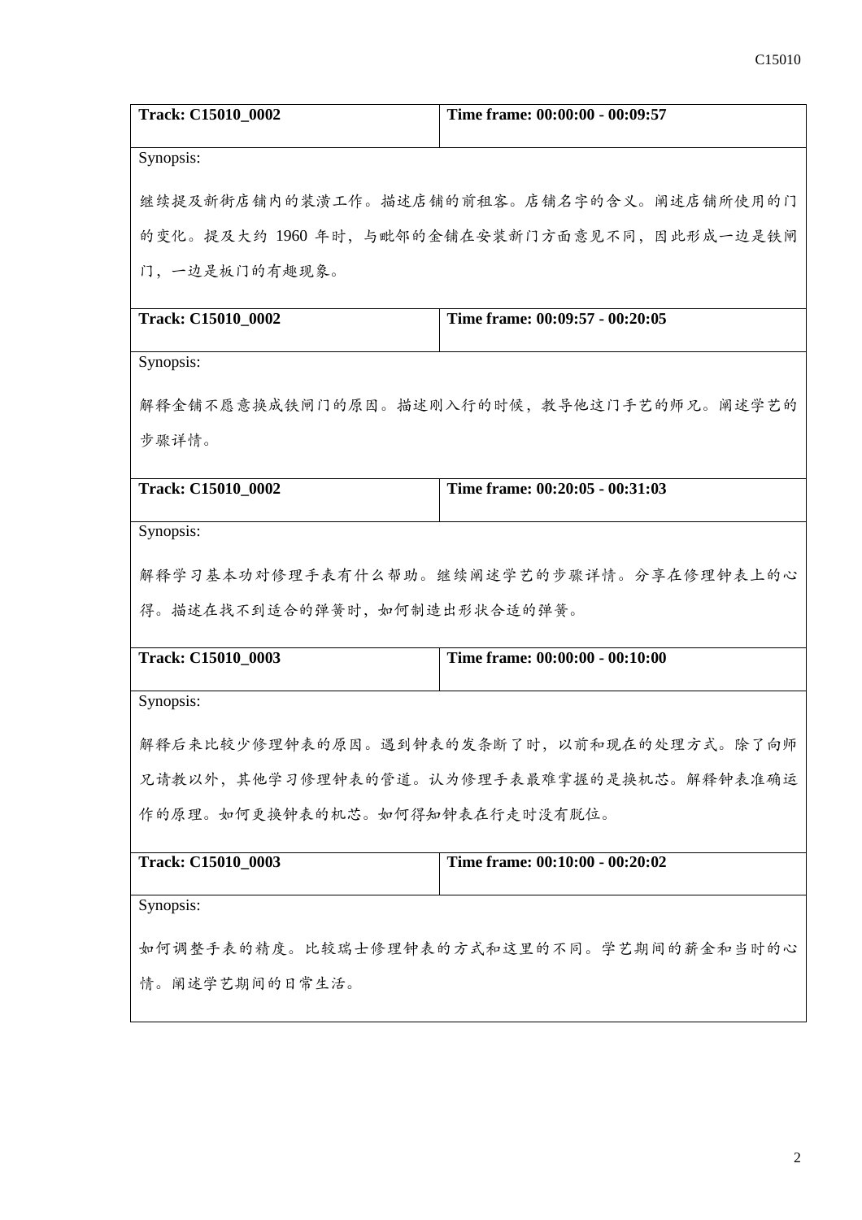| **Track: C15010_0002** | **Time frame: 00:00:00 - 00:09:57** |
|---|---|
| Synopsis: | |
| 继续提及新街店铺内的装潢工作。描述店铺的前租客。店铺名字的含义。阐述店铺所使用的门的变化。提及大约 1960 年时，与毗邻的金铺在安装新门方面意见不同，因此形成一边是铁闸门，一边是板门的有趣现象。 | |

| **Track: C15010_0002** | **Time frame: 00:09:57 - 00:20:05** |
|---|---|
| Synopsis: | |
| 解释金铺不愿意换成铁闸门的原因。描述刚入行的时候，教导他这门手艺的师兄。阐述学艺的步骤详情。 | |

| **Track: C15010_0002** | **Time frame: 00:20:05 - 00:31:03** |
|---|---|
| Synopsis: | |
| 解释学习基本功对修理手表有什么帮助。继续阐述学艺的步骤详情。分享在修理钟表上的心得。描述在找不到适合的弹簧时，如何制造出形状合适的弹簧。 | |

| **Track: C15010_0003** | **Time frame: 00:00:00 - 00:10:00** |
|---|---|
| Synopsis: | |
| 解释后来比较少修理钟表的原因。遇到钟表的发条断了时，以前和现在的处理方式。除了向师兄请教以外，其他学习修理钟表的管道。认为修理手表最难掌握的是换机芯。解释钟表准确运作的原理。如何更换钟表的机芯。如何得知钟表在行走时没有脱位。 | |

| **Track: C15010_0003** | **Time frame: 00:10:00 - 00:20:02** |
|---|---|
| Synopsis: | |
| 如何调整手表的精度。比较瑞士修理钟表的方式和这里的不同。学艺期间的薪金和当时的心情。阐述学艺期间的日常生活。 | |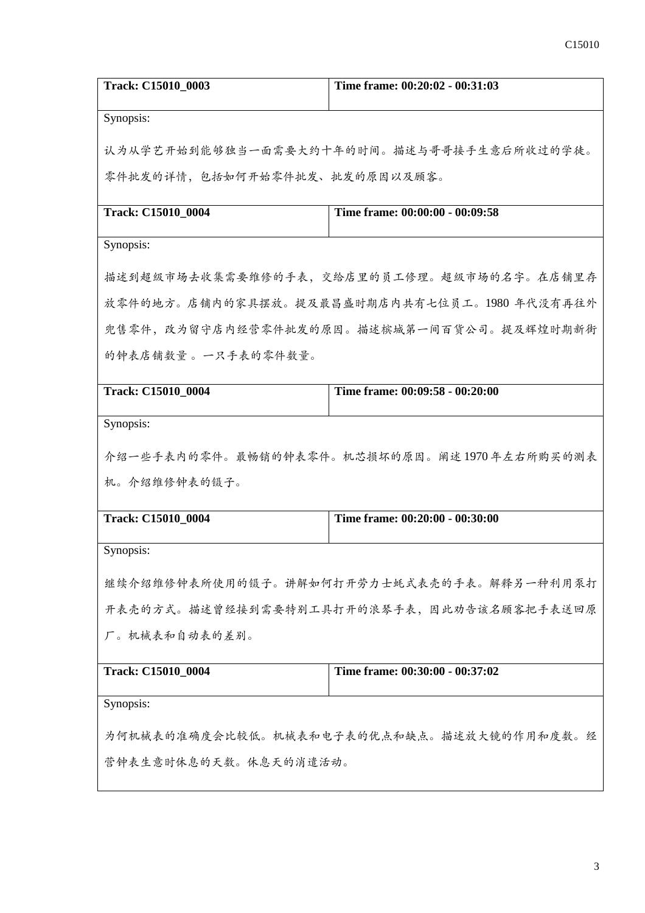| **Track: C15010_0003** | **Time frame: 00:20:02 - 00:31:03** |
|---|---|
| Synopsis:<br><br>认为从学艺开始到能够独当一面需要大约十年的时间。描述与哥哥接手生意后所收过的学徒。零件批发的详情，包括如何开始零件批发、批发的原因以及顾客。 | |
| **Track: C15010_0004** | **Time frame: 00:00:00 - 00:09:58** |
| Synopsis:<br><br>描述到超级市场去收集需要维修的手表，交给店里的员工修理。超级市场的名字。在店铺里存放零件的地方。店铺内的家具摆放。提及最昌盛时期店内共有七位员工。1980 年代没有再往外兜售零件，改为留守店内经营零件批发的原因。描述槟城第一间百货公司。提及辉煌时期新街的钟表店铺数量 。一只手表的零件数量。 | |
| **Track: C15010_0004** | **Time frame: 00:09:58 - 00:20:00** |
| Synopsis:<br><br>介绍一些手表内的零件。最畅销的钟表零件。机芯损坏的原因。阐述 1970 年左右所购买的测表机。介绍维修钟表的镊子。 | |
| **Track: C15010_0004** | **Time frame: 00:20:00 - 00:30:00** |
| Synopsis:<br><br>继续介绍维修钟表所使用的镊子。讲解如何打开劳力士蚝式表壳的手表。解释另一种利用泵打开表壳的方式。描述曾经接到需要特别工具打开的浪琴手表，因此劝告该名顾客把手表送回原厂。机械表和自动表的差别。 | |
| **Track: C15010_0004** | **Time frame: 00:30:00 - 00:37:02** |
| Synopsis:<br><br>为何机械表的准确度会比较低。机械表和电子表的优点和缺点。描述放大镜的作用和度数。经营钟表生意时休息的天数。休息天的消遣活动。 | |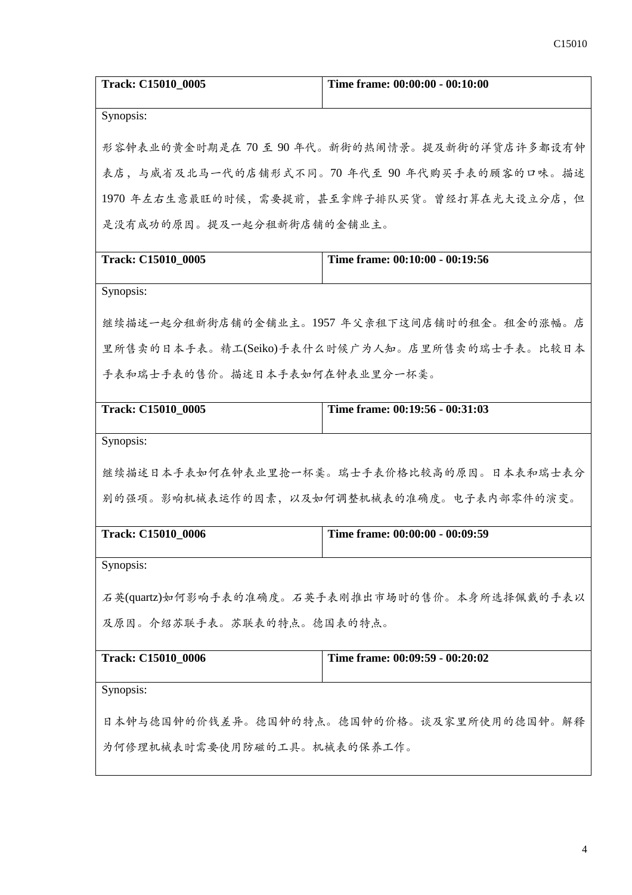| Track: C15010_0005 | Time frame: 00:00:00 - 00:10:00 |
| --- | --- |
| Synopsis: | |
| 形容钟表业的黄金时期是在 70 至 90 年代。新街的热闹情景。提及新街的洋货店许多都设有钟表店，与威省及北马一代的店铺形式不同。70 年代至 90 年代购买手表的顾客的口味。描述 1970 年左右生意最旺的时候，需要提前，甚至拿牌子排队买货。曾经打算在光大设立分店，但是没有成功的原因。提及一起分租新街店铺的金铺业主。 | |

| Track: C15010_0005 | Time frame: 00:10:00 - 00:19:56 |
| --- | --- |
| Synopsis: | |
| 继续描述一起分租新街店铺的金铺业主。1957 年父亲租下这间店铺时的租金。租金的涨幅。店里所售卖的日本手表。精工(Seiko)手表什么时候广为人知。店里所售卖的瑞士手表。比较日本手表和瑞士手表的售价。描述日本手表如何在钟表业里分一杯羹。 | |

| Track: C15010_0005 | Time frame: 00:19:56 - 00:31:03 |
| --- | --- |
| Synopsis: | |
| 继续描述日本手表如何在钟表业里抢一杯羹。瑞士手表价格比较高的原因。日本表和瑞士表分别的强项。影响机械表运作的因素，以及如何调整机械表的准确度。电子表内部零件的演变。 | |

| Track: C15010_0006 | Time frame: 00:00:00 - 00:09:59 |
| --- | --- |
| Synopsis: | |
| 石英(quartz)如何影响手表的准确度。石英手表刚推出市场时的售价。本身所选择佩戴的手表以及原因。介绍苏联手表。苏联表的特点。德国表的特点。 | |

| Track: C15010_0006 | Time frame: 00:09:59 - 00:20:02 |
| --- | --- |
| Synopsis: | |
| 日本钟与德国钟的价钱差异。德国钟的特点。德国钟的价格。谈及家里所使用的德国钟。解释为何修理机械表时需要使用防磁的工具。机械表的保养工作。 | |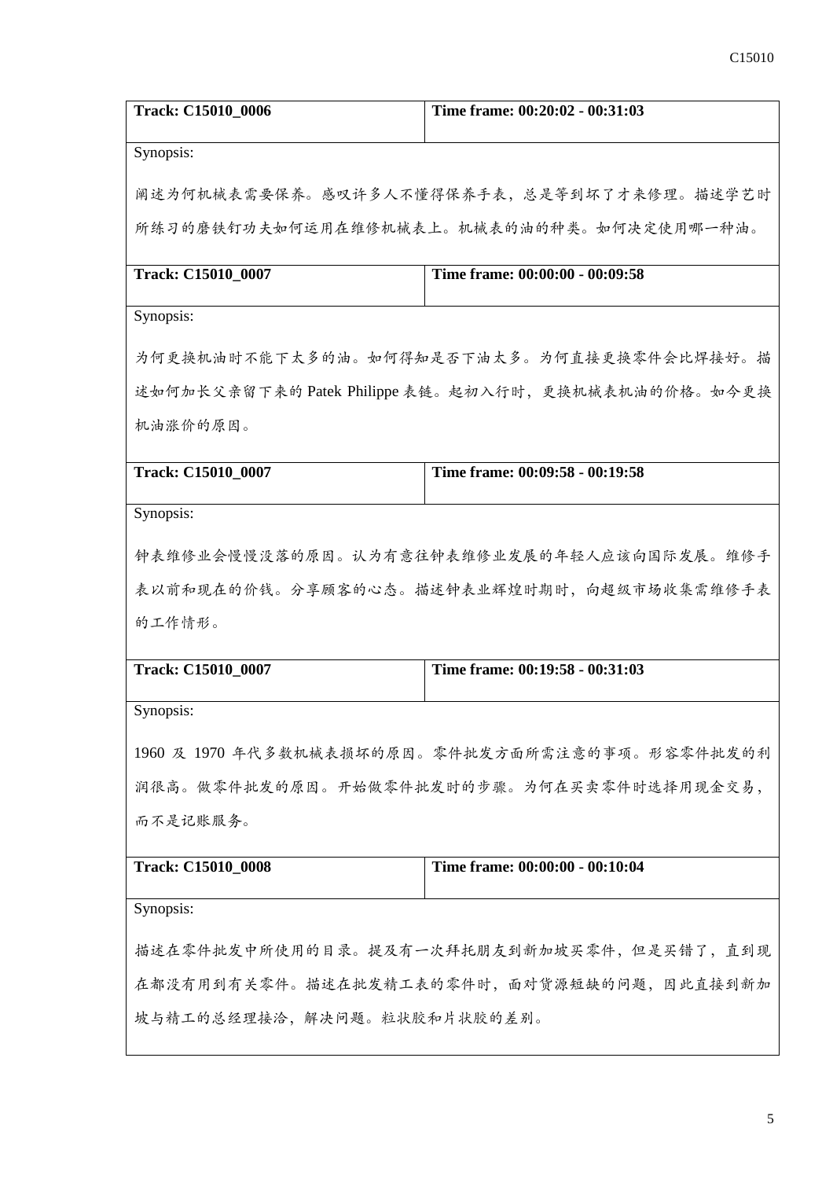| **Track: C15010_0006** | **Time frame: 00:20:02 - 00:31:03** |
|---|---|
| Synopsis:<br><br>阐述为何机械表需要保养。感叹许多人不懂得保养手表，总是等到坏了才来修理。描述学艺时所练习的磨铁钉功夫如何运用在维修机械表上。机械表的油的种类。如何决定使用哪一种油。 | |
| **Track: C15010_0007** | **Time frame: 00:00:00 - 00:09:58** |
| Synopsis:<br><br>为何更换机油时不能下太多的油。如何得知是否下油太多。为何直接更换零件会比焊接好。描述如何加长父亲留下来的 Patek Philippe 表链。起初入行时，更换机械表机油的价格。如今更换机油涨价的原因。 | |
| **Track: C15010_0007** | **Time frame: 00:09:58 - 00:19:58** |
| Synopsis:<br><br>钟表维修业会慢慢没落的原因。认为有意往钟表维修业发展的年轻人应该向国际发展。维修手表以前和现在的价钱。分享顾客的心态。描述钟表业辉煌时期时，向超级市场收集需维修手表的工作情形。 | |
| **Track: C15010_0007** | **Time frame: 00:19:58 - 00:31:03** |
| Synopsis:<br><br>1960 及 1970 年代多数机械表损坏的原因。零件批发方面所需注意的事项。形容零件批发的利润很高。做零件批发的原因。开始做零件批发时的步骤。为何在买卖零件时选择用现金交易，而不是记账服务。 | |
| **Track: C15010_0008** | **Time frame: 00:00:00 - 00:10:04** |
| Synopsis:<br><br>描述在零件批发中所使用的目录。提及有一次拜托朋友到新加坡买零件，但是买错了，直到现在都没有用到有关零件。描述在批发精工表的零件时，面对货源短缺的问题，因此直接到新加坡与精工的总经理接洽，解决问题。粒状胶和片状胶的差别。 | |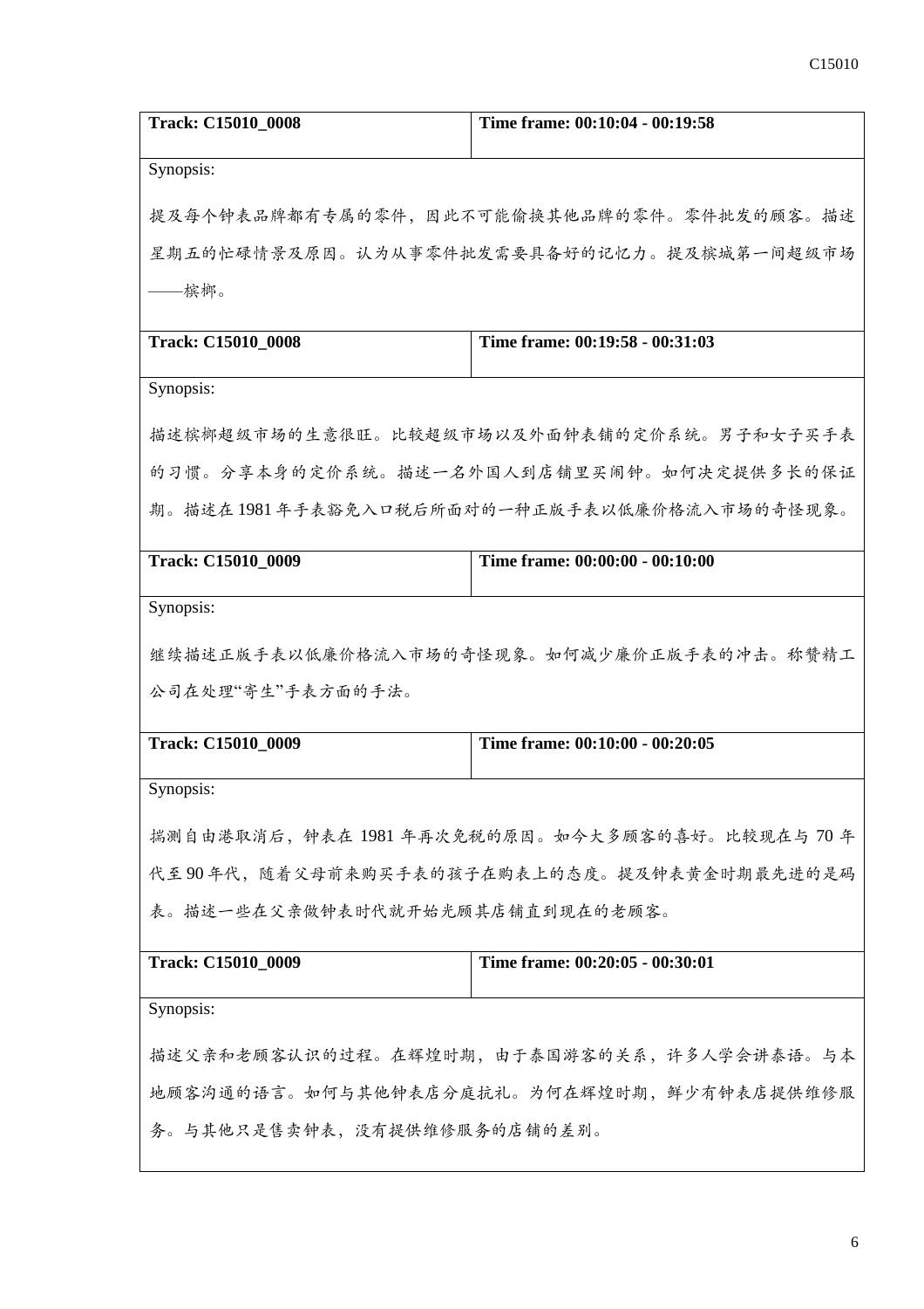| **Track: C15010_0008** | **Time frame: 00:10:04 - 00:19:58** |
|---|---|
| Synopsis: | |
| 提及每个钟表品牌都有专属的零件，因此不可能偷换其他品牌的零件。零件批发的顾客。描述星期五的忙碌情景及原因。认为从事零件批发需要具备好的记忆力。提及槟城第一间超级市场——槟榔。 | |

| **Track: C15010_0008** | **Time frame: 00:19:58 - 00:31:03** |
|---|---|
| Synopsis: | |
| 描述槟榔超级市场的生意很旺。比较超级市场以及外面钟表铺的定价系统。男子和女子买手表的习惯。分享本身的定价系统。描述一名外国人到店铺里买闹钟。如何决定提供多长的保证期。描述在 1981 年手表豁免入口税后所面对的一种正版手表以低廉价格流入市场的奇怪现象。 | |

| **Track: C15010_0009** | **Time frame: 00:00:00 - 00:10:00** |
|---|---|
| Synopsis: | |
| 继续描述正版手表以低廉价格流入市场的奇怪现象。如何减少廉价正版手表的冲击。称赞精工公司在处理"寄生"手表方面的手法。 | |

| **Track: C15010_0009** | **Time frame: 00:10:00 - 00:20:05** |
|---|---|
| Synopsis: | |
| 揣测自由港取消后，钟表在 1981 年再次免税的原因。如今大多顾客的喜好。比较现在与 70 年代至 90 年代，随着父母前来购买手表的孩子在购表上的态度。提及钟表黄金时期最先进的是码表。描述一些在父亲做钟表时代就开始光顾其店铺直到现在的老顾客。 | |

| **Track: C15010_0009** | **Time frame: 00:20:05 - 00:30:01** |
|---|---|
| Synopsis: | |
| 描述父亲和老顾客认识的过程。在辉煌时期，由于泰国游客的关系，许多人学会讲泰语。与本地顾客沟通的语言。如何与其他钟表店分庭抗礼。为何在辉煌时期，鲜少有钟表店提供维修服务。与其他只是售卖钟表，没有提供维修服务的店铺的差别。 | |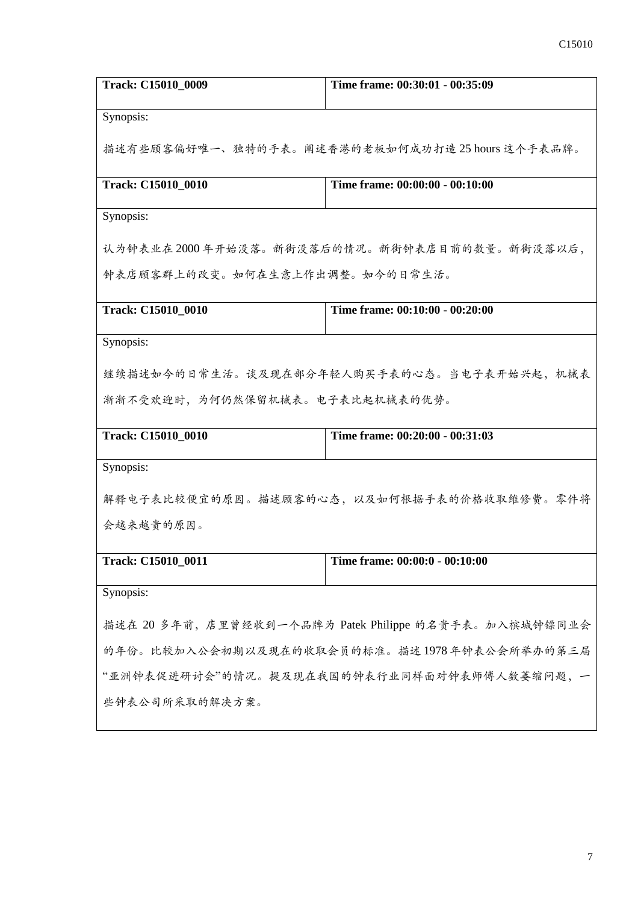| **Track: C15010_0009** | **Time frame: 00:30:01 - 00:35:09** |
|---|---|
| Synopsis: | |
| 描述有些顾客偏好唯一、独特的手表。阐述香港的老板如何成功打造 25 hours 这个手表品牌。 | |

| **Track: C15010_0010** | **Time frame: 00:00:00 - 00:10:00** |
|---|---|
| Synopsis: | |
| 认为钟表业在 2000 年开始没落。新街没落后的情况。新街钟表店目前的数量。新街没落以后，钟表店顾客群上的改变。如何在生意上作出调整。如今的日常生活。 | |

| **Track: C15010_0010** | **Time frame: 00:10:00 - 00:20:00** |
|---|---|
| Synopsis: | |
| 继续描述如今的日常生活。谈及现在部分年轻人购买手表的心态。当电子表开始兴起，机械表渐渐不受欢迎时，为何仍然保留机械表。电子表比起机械表的优势。 | |

| **Track: C15010_0010** | **Time frame: 00:20:00 - 00:31:03** |
|---|---|
| Synopsis: | |
| 解释电子表比较便宜的原因。描述顾客的心态，以及如何根据手表的价格收取维修费。零件将会越来越贵的原因。 | |

| **Track: C15010_0011** | **Time frame: 00:00:0 - 00:10:00** |
|---|---|
| Synopsis: | |
| 描述在 20 多年前，店里曾经收到一个品牌为 Patek Philippe 的名贵手表。加入槟城钟镖同业会的年份。比较加入公会初期以及现在的收取会员的标准。描述 1978 年钟表公会所举办的第三届"亚洲钟表促进研讨会"的情况。提及现在我国的钟表行业同样面对钟表师傅人数萎缩问题，一些钟表公司所采取的解决方案。 | |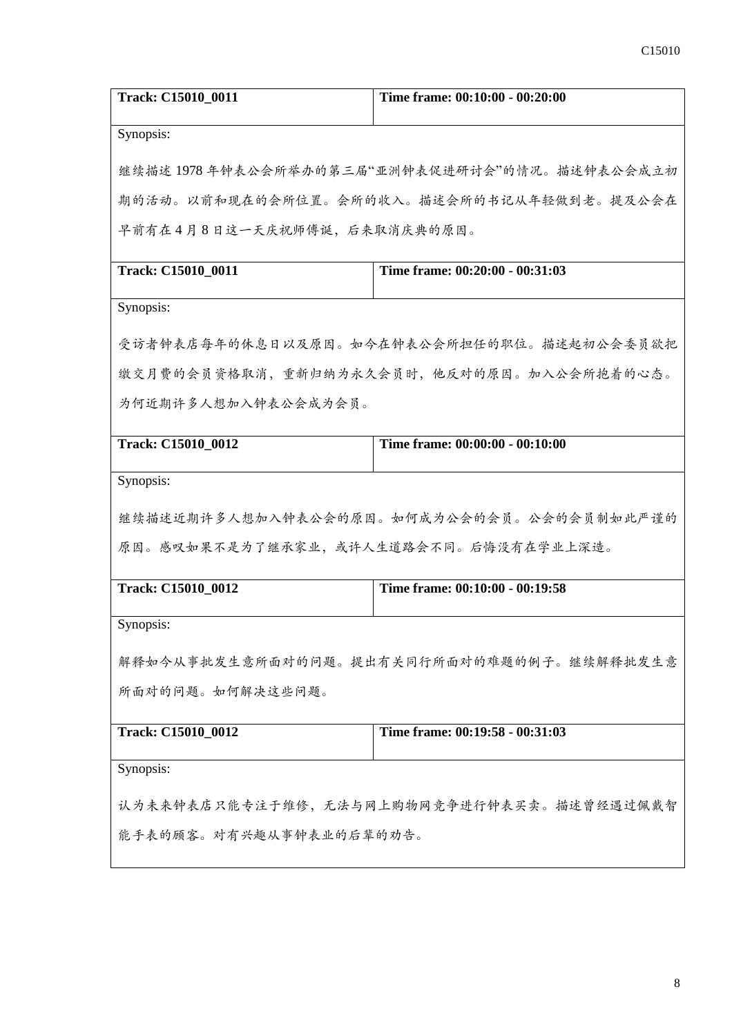| Track: C15010_0011 | Time frame: 00:10:00 - 00:20:00 |
|---|---|
| Synopsis: | |
| 继续描述 1978 年钟表公会所举办的第三届“亚洲钟表促进研讨会”的情况。描述钟表公会成立初期的活动。以前和现在的会所位置。会所的收入。描述会所的书记从年轻做到老。提及公会在早前有在 4 月 8 日这一天庆祝师傅诞，后来取消庆典的原因。 | |

| Track: C15010_0011 | Time frame: 00:20:00 - 00:31:03 |
|---|---|
| Synopsis: | |
| 受访者钟表店每年的休息日以及原因。如今在钟表公会所担任的职位。描述起初公会委员欲把缴交月费的会员资格取消，重新归纳为永久会员时，他反对的原因。加入公会所抱着的心态。为何近期许多人想加入钟表公会成为会员。 | |

| Track: C15010_0012 | Time frame: 00:00:00 - 00:10:00 |
|---|---|
| Synopsis: | |
| 继续描述近期许多人想加入钟表公会的原因。如何成为公会的会员。公会的会员制如此严谨的原因。感叹如果不是为了继承家业，或许人生道路会不同。后悔没有在学业上深造。 | |

| Track: C15010_0012 | Time frame: 00:10:00 - 00:19:58 |
|---|---|
| Synopsis: | |
| 解释如今从事批发生意所面对的问题。提出有关同行所面对的难题的例子。继续解释批发生意所面对的问题。如何解决这些问题。 | |

| Track: C15010_0012 | Time frame: 00:19:58 - 00:31:03 |
|---|---|
| Synopsis: | |
| 认为未来钟表店只能专注于维修，无法与网上购物网竞争进行钟表买卖。描述曾经遇过佩戴智能手表的顾客。对有兴趣从事钟表业的后辈的劝告。 | |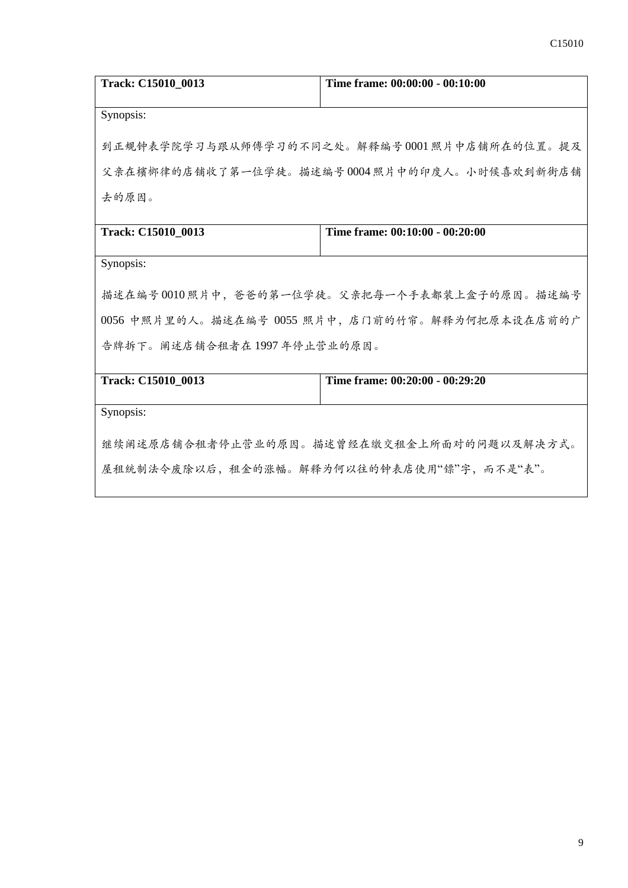| Track: C15010_0013 | Time frame: 00:00:00 - 00:10:00 |
|---|---|
| Synopsis:<br><br>到正规钟表学院学习与跟从师傅学习的不同之处。解释编号0001照片中店铺所在的位置。提及父亲在槟榔律的店铺收了第一位学徒。描述编号0004照片中的印度人。小时候喜欢到新街店铺去的原因。 | |

| Track: C15010_0013 | Time frame: 00:10:00 - 00:20:00 |
|---|---|
| Synopsis:<br><br>描述在编号0010照片中，爸爸的第一位学徒。父亲把每一个手表都装上盒子的原因。描述编号0056 中照片里的人。描述在编号 0055 照片中，店门前的竹帘。解释为何把原本设在店前的广告牌拆下。阐述店铺合租者在1997年停止营业的原因。 | |

| Track: C15010_0013 | Time frame: 00:20:00 - 00:29:20 |
|---|---|
| Synopsis:<br><br>继续阐述原店铺合租者停止营业的原因。描述曾经在缴交租金上所面对的问题以及解决方式。屋租统制法令废除以后，租金的涨幅。解释为何以往的钟表店使用"鏢"字，而不是"表"。 | |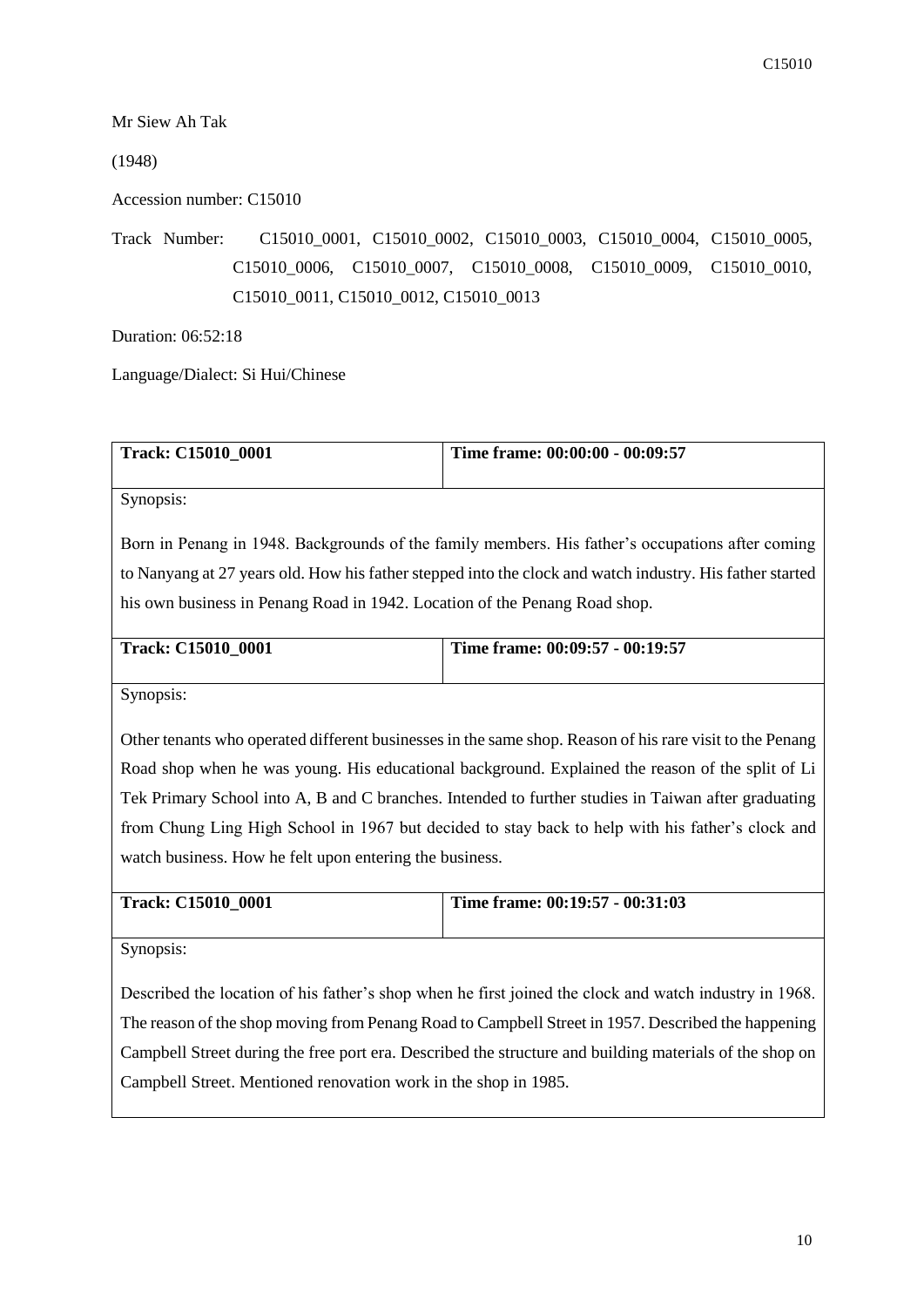Mr Siew Ah Tak

(1948)

Accession number: C15010

Track Number: C15010_0001, C15010_0002, C15010_0003, C15010_0004, C15010_0005, C15010_0006, C15010_0007, C15010_0008, C15010_0009, C15010_0010, C15010_0011, C15010_0012, C15010_0013

Duration: 06:52:18

Language/Dialect: Si Hui/Chinese

| **Track: C15010_0001** | **Time frame: 00:00:00 - 00:09:57** |
|---|---|
| Synopsis:<br><br>Born in Penang in 1948. Backgrounds of the family members. His father's occupations after coming to Nanyang at 27 years old. How his father stepped into the clock and watch industry. His father started his own business in Penang Road in 1942. Location of the Penang Road shop. | |

| **Track: C15010_0001** | **Time frame: 00:09:57 - 00:19:57** |
|---|---|
| Synopsis:<br><br>Other tenants who operated different businesses in the same shop. Reason of his rare visit to the Penang Road shop when he was young. His educational background. Explained the reason of the split of Li Tek Primary School into A, B and C branches. Intended to further studies in Taiwan after graduating from Chung Ling High School in 1967 but decided to stay back to help with his father's clock and watch business. How he felt upon entering the business. | |

| **Track: C15010_0001** | **Time frame: 00:19:57 - 00:31:03** |
|---|---|
| Synopsis:<br><br>Described the location of his father's shop when he first joined the clock and watch industry in 1968. The reason of the shop moving from Penang Road to Campbell Street in 1957. Described the happening Campbell Street during the free port era. Described the structure and building materials of the shop on Campbell Street. Mentioned renovation work in the shop in 1985. | |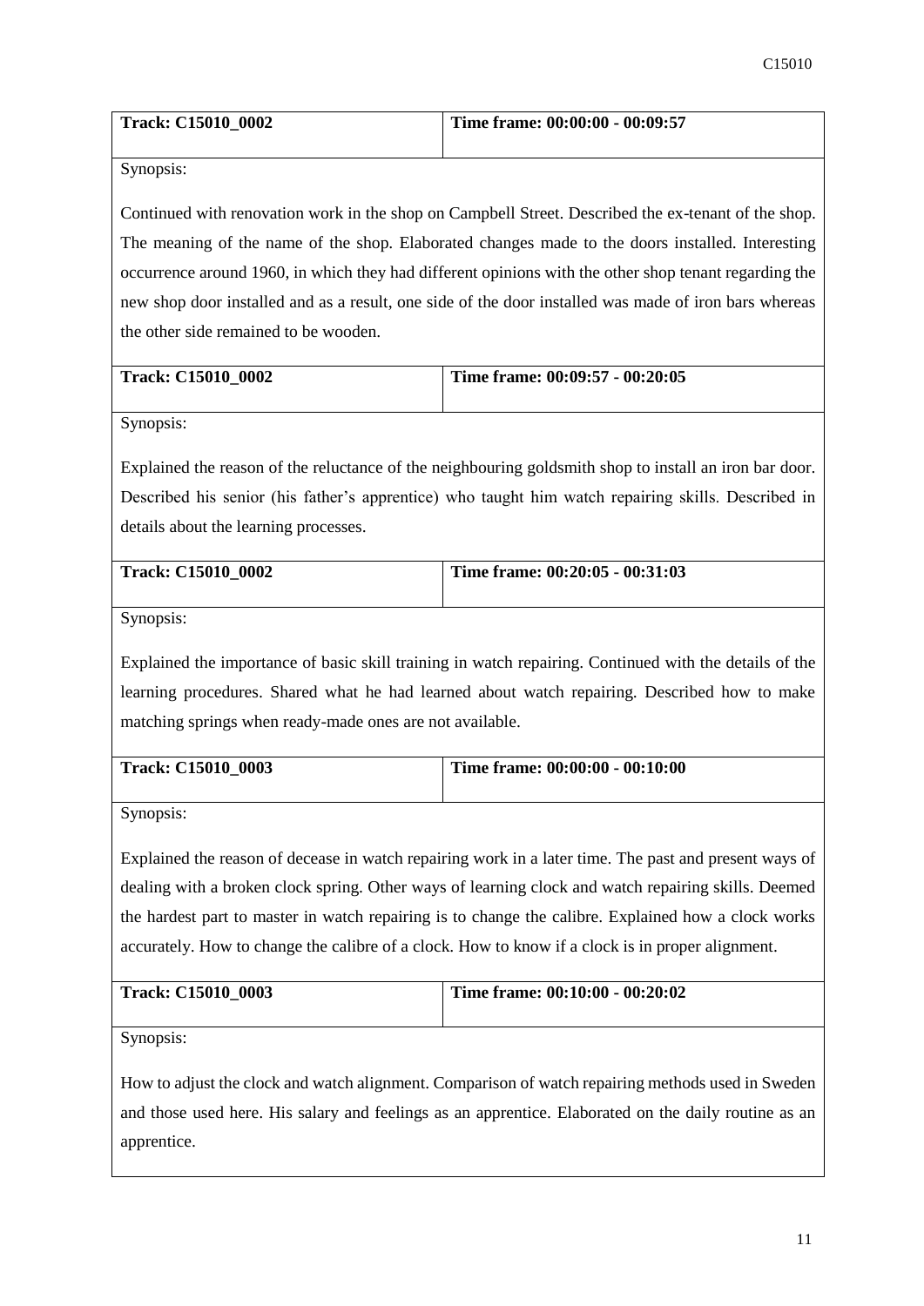| **Track: C15010_0002** | **Time frame: 00:00:00 - 00:09:57** |
|---|---|

Synopsis:

Continued with renovation work in the shop on Campbell Street. Described the ex-tenant of the shop. The meaning of the name of the shop. Elaborated changes made to the doors installed. Interesting occurrence around 1960, in which they had different opinions with the other shop tenant regarding the new shop door installed and as a result, one side of the door installed was made of iron bars whereas the other side remained to be wooden.

| **Track: C15010_0002** | **Time frame: 00:09:57 - 00:20:05** |
|---|---|

Synopsis:

Explained the reason of the reluctance of the neighbouring goldsmith shop to install an iron bar door. Described his senior (his father's apprentice) who taught him watch repairing skills. Described in details about the learning processes.

| **Track: C15010_0002** | **Time frame: 00:20:05 - 00:31:03** |
|---|---|

Synopsis:

Explained the importance of basic skill training in watch repairing. Continued with the details of the learning procedures. Shared what he had learned about watch repairing. Described how to make matching springs when ready-made ones are not available.

| **Track: C15010_0003** | **Time frame: 00:00:00 - 00:10:00** |
|---|---|

Synopsis:

Explained the reason of decease in watch repairing work in a later time. The past and present ways of dealing with a broken clock spring. Other ways of learning clock and watch repairing skills. Deemed the hardest part to master in watch repairing is to change the calibre. Explained how a clock works accurately. How to change the calibre of a clock. How to know if a clock is in proper alignment.

| **Track: C15010_0003** | **Time frame: 00:10:00 - 00:20:02** |
|---|---|

Synopsis:

How to adjust the clock and watch alignment. Comparison of watch repairing methods used in Sweden and those used here. His salary and feelings as an apprentice. Elaborated on the daily routine as an apprentice.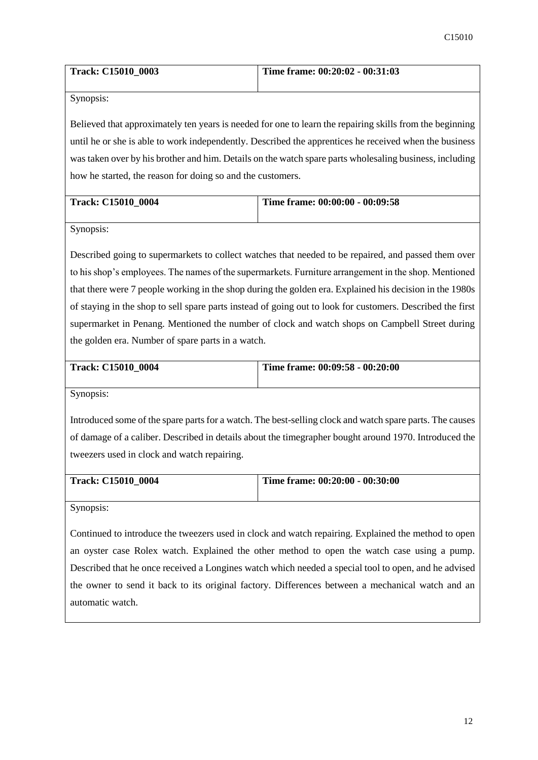| Track: C15010_0003 | Time frame: 00:20:02 - 00:31:03 |
|---|---|

Synopsis:

Believed that approximately ten years is needed for one to learn the repairing skills from the beginning until he or she is able to work independently. Described the apprentices he received when the business was taken over by his brother and him. Details on the watch spare parts wholesaling business, including how he started, the reason for doing so and the customers.

| Track: C15010_0004 | Time frame: 00:00:00 - 00:09:58 |
|---|---|

Synopsis:

Described going to supermarkets to collect watches that needed to be repaired, and passed them over to his shop's employees. The names of the supermarkets. Furniture arrangement in the shop. Mentioned that there were 7 people working in the shop during the golden era. Explained his decision in the 1980s of staying in the shop to sell spare parts instead of going out to look for customers. Described the first supermarket in Penang. Mentioned the number of clock and watch shops on Campbell Street during the golden era. Number of spare parts in a watch.

| Track: C15010_0004 | Time frame: 00:09:58 - 00:20:00 |
|---|---|

Synopsis:

Introduced some of the spare parts for a watch. The best-selling clock and watch spare parts. The causes of damage of a caliber. Described in details about the timegrapher bought around 1970. Introduced the tweezers used in clock and watch repairing.

| Track: C15010_0004 | Time frame: 00:20:00 - 00:30:00 |
|---|---|

Synopsis:

Continued to introduce the tweezers used in clock and watch repairing. Explained the method to open an oyster case Rolex watch. Explained the other method to open the watch case using a pump. Described that he once received a Longines watch which needed a special tool to open, and he advised the owner to send it back to its original factory. Differences between a mechanical watch and an automatic watch.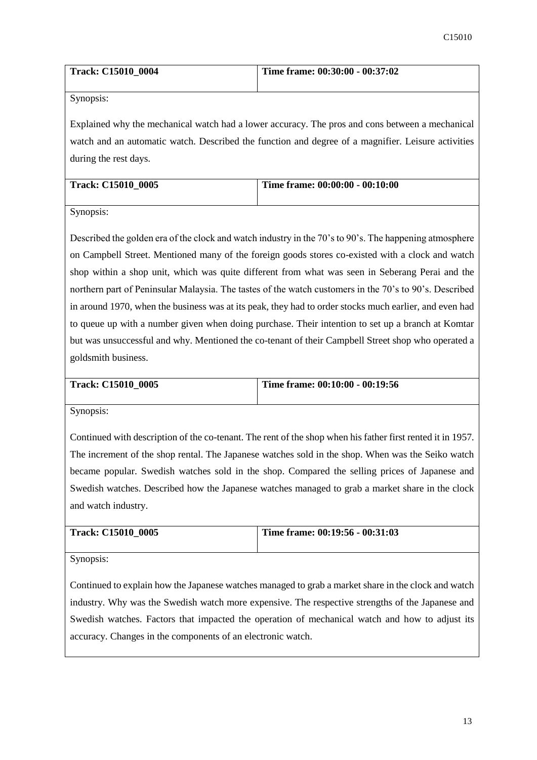| **Track: C15010_0004** | **Time frame: 00:30:00 - 00:37:02** |
|---|---|

Synopsis:

Explained why the mechanical watch had a lower accuracy. The pros and cons between a mechanical watch and an automatic watch. Described the function and degree of a magnifier. Leisure activities during the rest days.

| **Track: C15010_0005** | **Time frame: 00:00:00 - 00:10:00** |
|---|---|

Synopsis:

Described the golden era of the clock and watch industry in the 70's to 90's. The happening atmosphere on Campbell Street. Mentioned many of the foreign goods stores co-existed with a clock and watch shop within a shop unit, which was quite different from what was seen in Seberang Perai and the northern part of Peninsular Malaysia. The tastes of the watch customers in the 70's to 90's. Described in around 1970, when the business was at its peak, they had to order stocks much earlier, and even had to queue up with a number given when doing purchase. Their intention to set up a branch at Komtar but was unsuccessful and why. Mentioned the co-tenant of their Campbell Street shop who operated a goldsmith business.

| **Track: C15010_0005** | **Time frame: 00:10:00 - 00:19:56** |
|---|---|

Synopsis:

Continued with description of the co-tenant. The rent of the shop when his father first rented it in 1957. The increment of the shop rental. The Japanese watches sold in the shop. When was the Seiko watch became popular. Swedish watches sold in the shop. Compared the selling prices of Japanese and Swedish watches. Described how the Japanese watches managed to grab a market share in the clock and watch industry.

| **Track: C15010_0005** | **Time frame: 00:19:56 - 00:31:03** |
|---|---|

Synopsis:

Continued to explain how the Japanese watches managed to grab a market share in the clock and watch industry. Why was the Swedish watch more expensive. The respective strengths of the Japanese and Swedish watches. Factors that impacted the operation of mechanical watch and how to adjust its accuracy. Changes in the components of an electronic watch.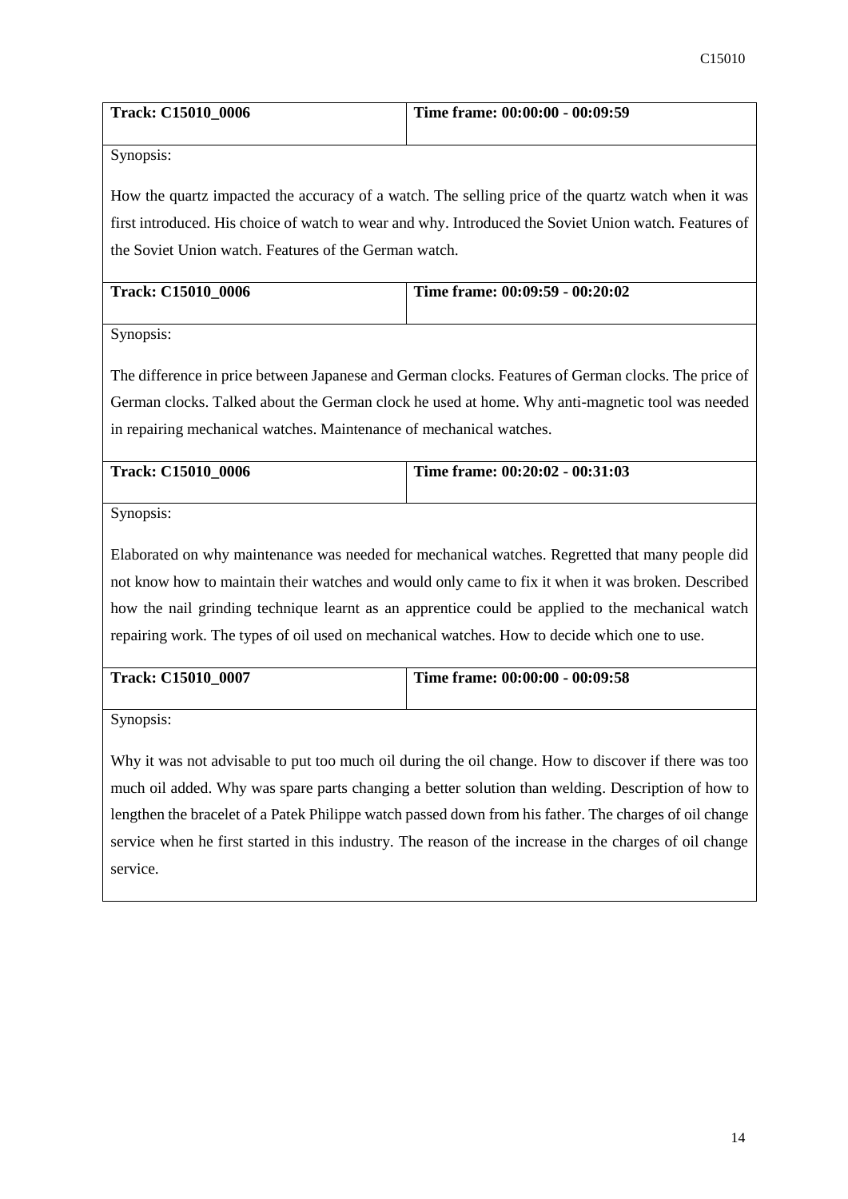| Track: C15010_0006 | Time frame: 00:00:00 - 00:09:59 |
|---|---|

Synopsis:

How the quartz impacted the accuracy of a watch. The selling price of the quartz watch when it was first introduced. His choice of watch to wear and why. Introduced the Soviet Union watch. Features of the Soviet Union watch. Features of the German watch.

| Track: C15010_0006 | Time frame: 00:09:59 - 00:20:02 |
|---|---|

Synopsis:

The difference in price between Japanese and German clocks. Features of German clocks. The price of German clocks. Talked about the German clock he used at home. Why anti-magnetic tool was needed in repairing mechanical watches. Maintenance of mechanical watches.

| Track: C15010_0006 | Time frame: 00:20:02 - 00:31:03 |
|---|---|

Synopsis:

Elaborated on why maintenance was needed for mechanical watches. Regretted that many people did not know how to maintain their watches and would only came to fix it when it was broken. Described how the nail grinding technique learnt as an apprentice could be applied to the mechanical watch repairing work. The types of oil used on mechanical watches. How to decide which one to use.

| Track: C15010_0007 | Time frame: 00:00:00 - 00:09:58 |
|---|---|

Synopsis:

Why it was not advisable to put too much oil during the oil change. How to discover if there was too much oil added. Why was spare parts changing a better solution than welding. Description of how to lengthen the bracelet of a Patek Philippe watch passed down from his father. The charges of oil change service when he first started in this industry. The reason of the increase in the charges of oil change service.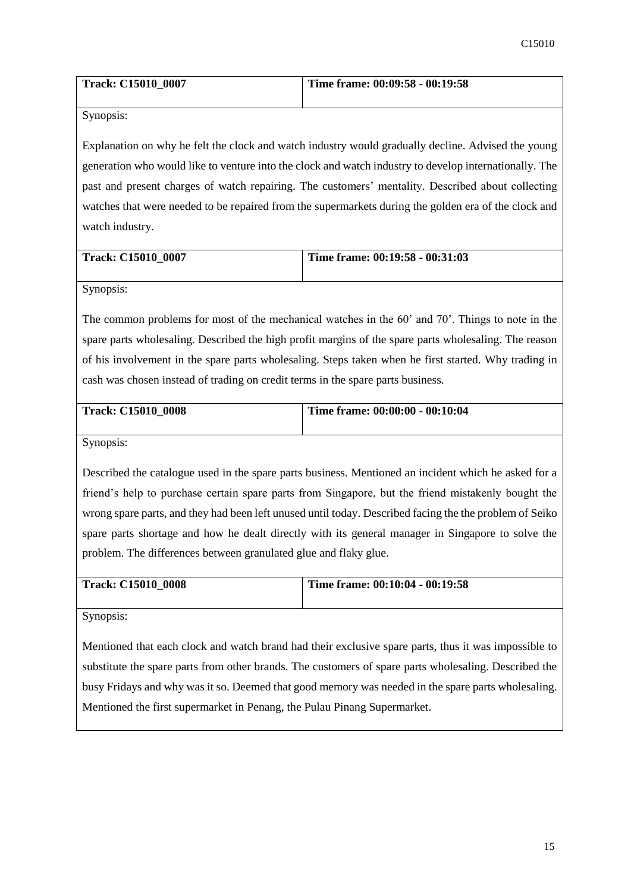| Track: C15010_0007 | Time frame: 00:09:58 - 00:19:58 |
|---|---|

Synopsis:

Explanation on why he felt the clock and watch industry would gradually decline. Advised the young generation who would like to venture into the clock and watch industry to develop internationally. The past and present charges of watch repairing. The customers' mentality. Described about collecting watches that were needed to be repaired from the supermarkets during the golden era of the clock and watch industry.

| Track: C15010_0007 | Time frame: 00:19:58 - 00:31:03 |
|---|---|

Synopsis:

The common problems for most of the mechanical watches in the 60' and 70'. Things to note in the spare parts wholesaling. Described the high profit margins of the spare parts wholesaling. The reason of his involvement in the spare parts wholesaling. Steps taken when he first started. Why trading in cash was chosen instead of trading on credit terms in the spare parts business.

| Track: C15010_0008 | Time frame: 00:00:00 - 00:10:04 |
|---|---|

Synopsis:

Described the catalogue used in the spare parts business. Mentioned an incident which he asked for a friend's help to purchase certain spare parts from Singapore, but the friend mistakenly bought the wrong spare parts, and they had been left unused until today. Described facing the the problem of Seiko spare parts shortage and how he dealt directly with its general manager in Singapore to solve the problem. The differences between granulated glue and flaky glue.

| Track: C15010_0008 | Time frame: 00:10:04 - 00:19:58 |
|---|---|

Synopsis:

Mentioned that each clock and watch brand had their exclusive spare parts, thus it was impossible to substitute the spare parts from other brands. The customers of spare parts wholesaling. Described the busy Fridays and why was it so. Deemed that good memory was needed in the spare parts wholesaling. Mentioned the first supermarket in Penang, the Pulau Pinang Supermarket.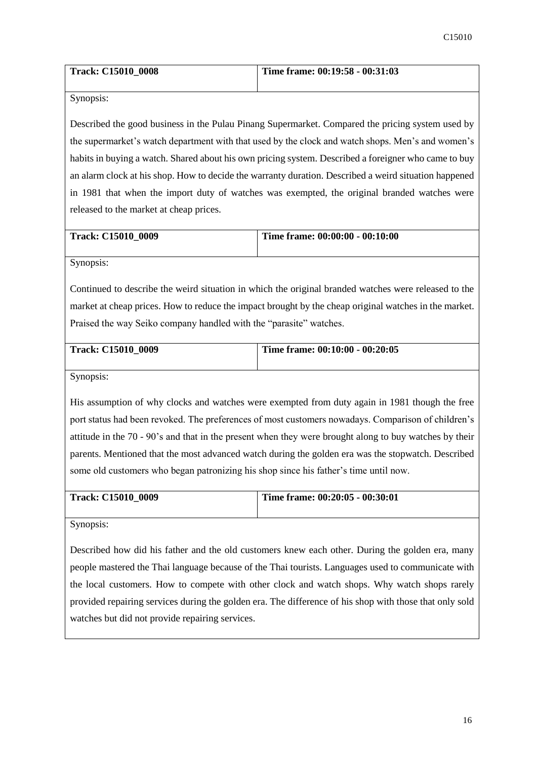| **Track: C15010_0008** | **Time frame: 00:19:58 - 00:31:03** |
| --- | --- |

Synopsis:

Described the good business in the Pulau Pinang Supermarket. Compared the pricing system used by the supermarket's watch department with that used by the clock and watch shops. Men's and women's habits in buying a watch. Shared about his own pricing system. Described a foreigner who came to buy an alarm clock at his shop. How to decide the warranty duration. Described a weird situation happened in 1981 that when the import duty of watches was exempted, the original branded watches were released to the market at cheap prices.

| **Track: C15010_0009** | **Time frame: 00:00:00 - 00:10:00** |
| --- | --- |

Synopsis:

Continued to describe the weird situation in which the original branded watches were released to the market at cheap prices. How to reduce the impact brought by the cheap original watches in the market. Praised the way Seiko company handled with the "parasite" watches.

| **Track: C15010_0009** | **Time frame: 00:10:00 - 00:20:05** |
| --- | --- |

Synopsis:

His assumption of why clocks and watches were exempted from duty again in 1981 though the free port status had been revoked. The preferences of most customers nowadays. Comparison of children's attitude in the 70 - 90's and that in the present when they were brought along to buy watches by their parents. Mentioned that the most advanced watch during the golden era was the stopwatch. Described some old customers who began patronizing his shop since his father's time until now.

| **Track: C15010_0009** | **Time frame: 00:20:05 - 00:30:01** |
| --- | --- |

Synopsis:

Described how did his father and the old customers knew each other. During the golden era, many people mastered the Thai language because of the Thai tourists. Languages used to communicate with the local customers. How to compete with other clock and watch shops. Why watch shops rarely provided repairing services during the golden era. The difference of his shop with those that only sold watches but did not provide repairing services.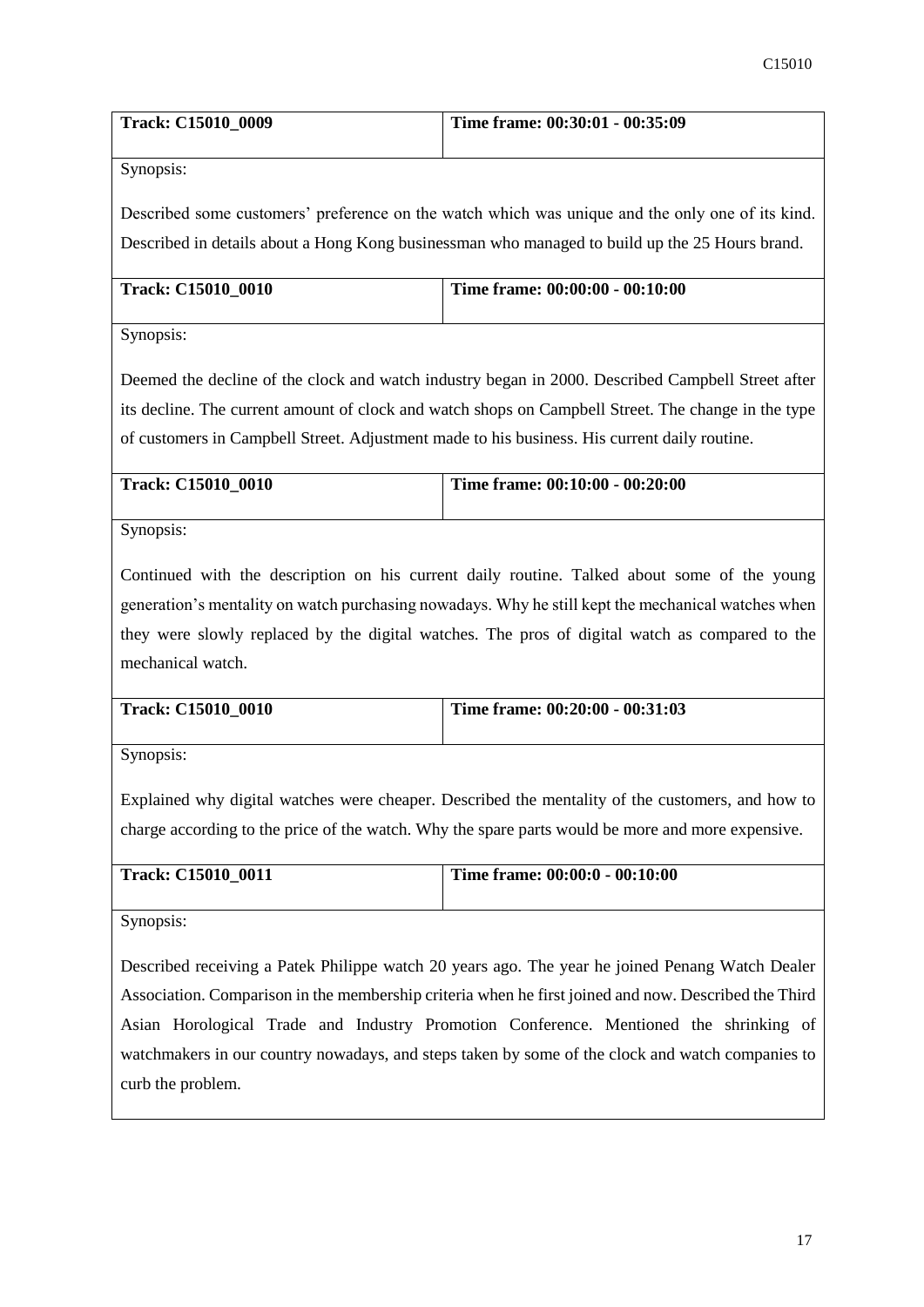| **Track: C15010_0009** | **Time frame: 00:30:01 - 00:35:09** |
|---|---|

Synopsis:

Described some customers' preference on the watch which was unique and the only one of its kind. Described in details about a Hong Kong businessman who managed to build up the 25 Hours brand.

| **Track: C15010_0010** | **Time frame: 00:00:00 - 00:10:00** |
|---|---|

Synopsis:

Deemed the decline of the clock and watch industry began in 2000. Described Campbell Street after its decline. The current amount of clock and watch shops on Campbell Street. The change in the type of customers in Campbell Street. Adjustment made to his business. His current daily routine.

| **Track: C15010_0010** | **Time frame: 00:10:00 - 00:20:00** |
|---|---|

Synopsis:

Continued with the description on his current daily routine. Talked about some of the young generation's mentality on watch purchasing nowadays. Why he still kept the mechanical watches when they were slowly replaced by the digital watches. The pros of digital watch as compared to the mechanical watch.

| **Track: C15010_0010** | **Time frame: 00:20:00 - 00:31:03** |
|---|---|

Synopsis:

Explained why digital watches were cheaper. Described the mentality of the customers, and how to charge according to the price of the watch. Why the spare parts would be more and more expensive.

| **Track: C15010_0011** | **Time frame: 00:00:0 - 00:10:00** |
|---|---|

Synopsis:

Described receiving a Patek Philippe watch 20 years ago. The year he joined Penang Watch Dealer Association. Comparison in the membership criteria when he first joined and now. Described the Third Asian Horological Trade and Industry Promotion Conference. Mentioned the shrinking of watchmakers in our country nowadays, and steps taken by some of the clock and watch companies to curb the problem.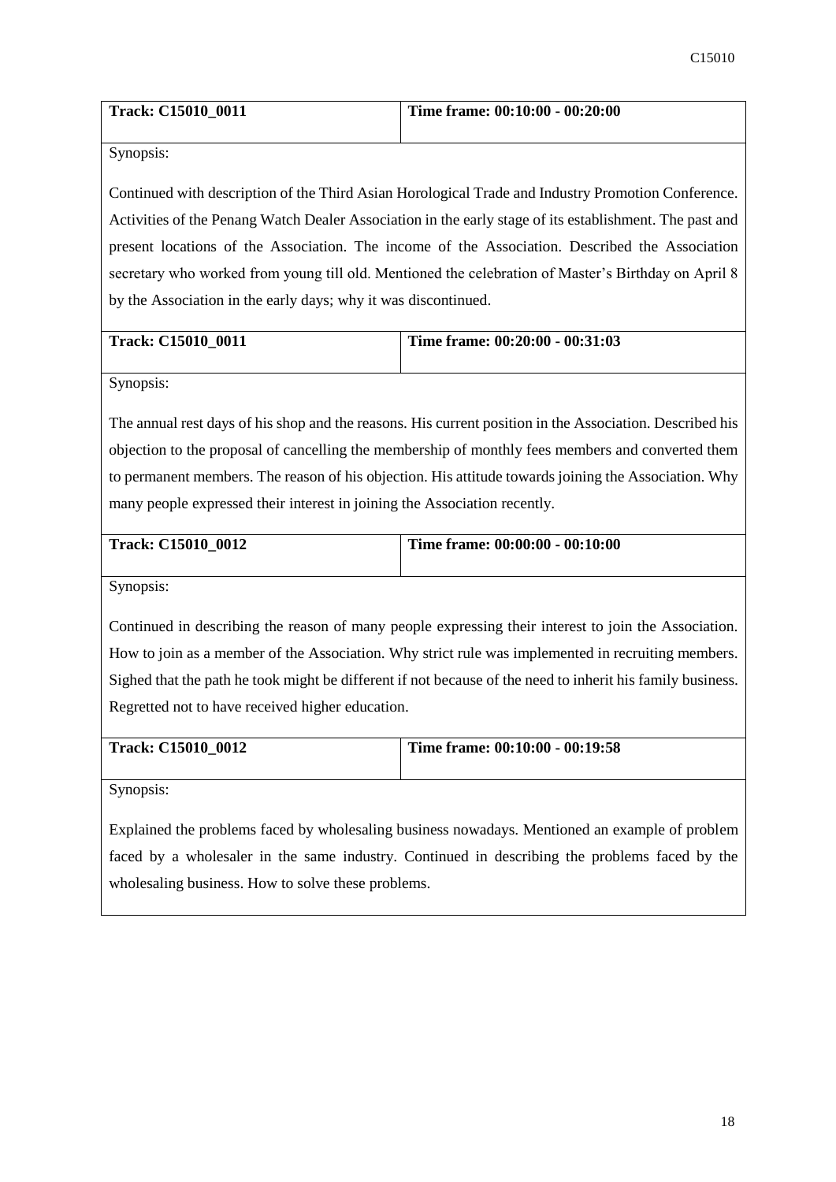| **Track: C15010_0011** | **Time frame: 00:10:00 - 00:20:00** |
|---|---|

Synopsis:

Continued with description of the Third Asian Horological Trade and Industry Promotion Conference. Activities of the Penang Watch Dealer Association in the early stage of its establishment. The past and present locations of the Association. The income of the Association. Described the Association secretary who worked from young till old. Mentioned the celebration of Master's Birthday on April 8 by the Association in the early days; why it was discontinued.

| **Track: C15010_0011** | **Time frame: 00:20:00 - 00:31:03** |
|---|---|

Synopsis:

The annual rest days of his shop and the reasons. His current position in the Association. Described his objection to the proposal of cancelling the membership of monthly fees members and converted them to permanent members. The reason of his objection. His attitude towards joining the Association. Why many people expressed their interest in joining the Association recently.

| **Track: C15010_0012** | **Time frame: 00:00:00 - 00:10:00** |
|---|---|

Synopsis:

Continued in describing the reason of many people expressing their interest to join the Association. How to join as a member of the Association. Why strict rule was implemented in recruiting members. Sighed that the path he took might be different if not because of the need to inherit his family business. Regretted not to have received higher education.

| **Track: C15010_0012** | **Time frame: 00:10:00 - 00:19:58** |
|---|---|

Synopsis:

Explained the problems faced by wholesaling business nowadays. Mentioned an example of problem faced by a wholesaler in the same industry. Continued in describing the problems faced by the wholesaling business. How to solve these problems.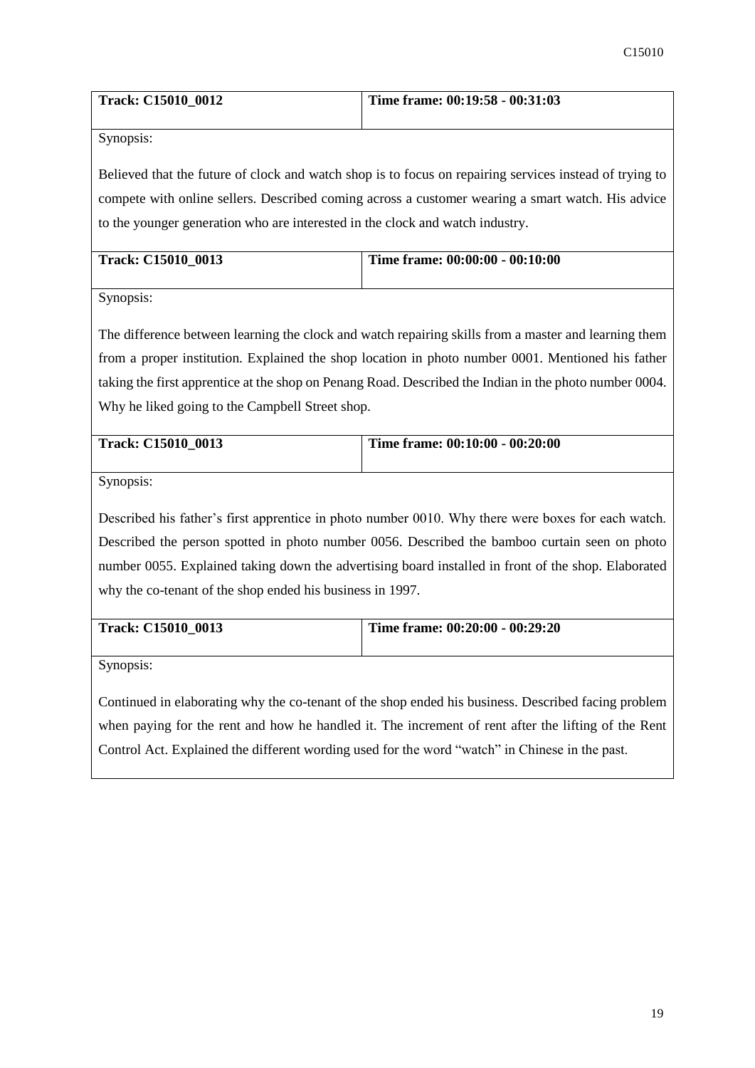| **Track: C15010_0012** | **Time frame: 00:19:58 - 00:31:03** |
|---|---|

Synopsis:

Believed that the future of clock and watch shop is to focus on repairing services instead of trying to compete with online sellers. Described coming across a customer wearing a smart watch. His advice to the younger generation who are interested in the clock and watch industry.

| **Track: C15010_0013** | **Time frame: 00:00:00 - 00:10:00** |
|---|---|

Synopsis:

The difference between learning the clock and watch repairing skills from a master and learning them from a proper institution. Explained the shop location in photo number 0001. Mentioned his father taking the first apprentice at the shop on Penang Road. Described the Indian in the photo number 0004. Why he liked going to the Campbell Street shop.

| **Track: C15010_0013** | **Time frame: 00:10:00 - 00:20:00** |
|---|---|

Synopsis:

Described his father's first apprentice in photo number 0010. Why there were boxes for each watch. Described the person spotted in photo number 0056. Described the bamboo curtain seen on photo number 0055. Explained taking down the advertising board installed in front of the shop. Elaborated why the co-tenant of the shop ended his business in 1997.

| **Track: C15010_0013** | **Time frame: 00:20:00 - 00:29:20** |
|---|---|

Synopsis:

Continued in elaborating why the co-tenant of the shop ended his business. Described facing problem when paying for the rent and how he handled it. The increment of rent after the lifting of the Rent Control Act. Explained the different wording used for the word "watch" in Chinese in the past.